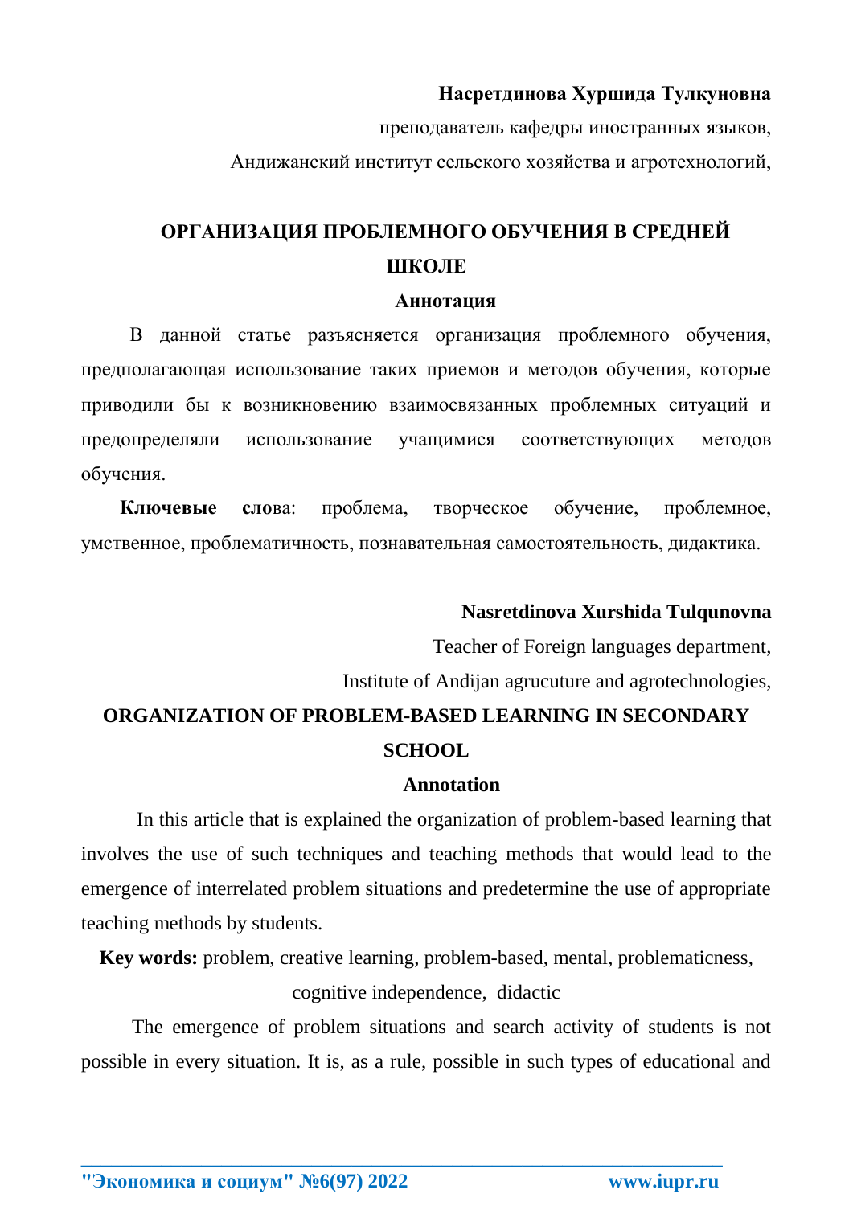**Насретдинова Хуршида Тулкуновна**

преподаватель кафедры иностранных языков,

Андижанский институт сельского хозяйства и агротехнологий,

# ОРГАНИЗАЦИЯ ПРОБЛЕМНОГО ОБУЧЕНИЯ В СРЕДНЕЙ ШКОЛЕ

**Аннотация**

В данной статье разъясняется организация проблемного обучения, предполагающая использование таких приемов и методов обучения, которые приводили бы к возникновению взаимосвязанных проблемных ситуаций и предопределяли использование учащимися соответствующих методов обучения.

**Ключевые сло**ва: проблема, творческое обучение, проблемное, умственное, проблематичность, познавательная самостоятельность, дидактика.

**Nasretdinova Xurshida Tulqunovna**

Teacher of Foreign languages department,

Institute of Andijan agrucuture and agrotechnologies,

# ORGANIZATION OF PROBLEM-BASED LEARNING IN SECONDARY SCHOOL

**Annotation**

In this article that is explained the organization of problem-based learning that involves the use of such techniques and teaching methods that would lead to the emergence of interrelated problem situations and predetermine the use of appropriate teaching methods by students.

**Key words:** problem, creative learning, problem-based, mental, problematicness, cognitive independence, didactic

The emergence of problem situations and search activity of students is not possible in every situation. It is, as a rule, possible in such types of educational and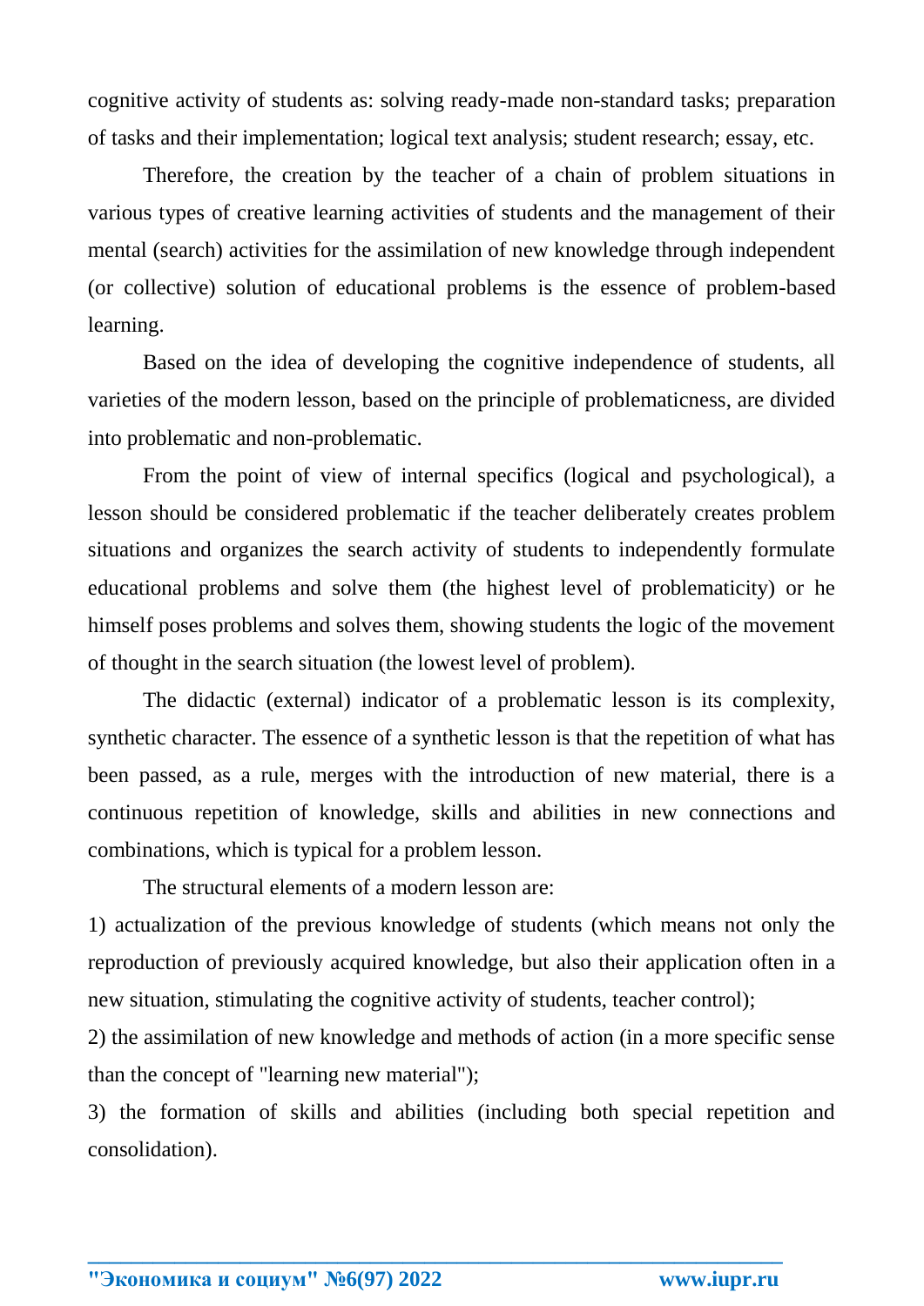cognitive activity of students as: solving ready-made non-standard tasks; preparation of tasks and their implementation; logical text analysis; student research; essay, etc.

Therefore, the creation by the teacher of a chain of problem situations in various types of creative learning activities of students and the management of their mental (search) activities for the assimilation of new knowledge through independent (or collective) solution of educational problems is the essence of problem-based learning.

Based on the idea of developing the cognitive independence of students, all varieties of the modern lesson, based on the principle of problematicness, are divided into problematic and non-problematic.

From the point of view of internal specifics (logical and psychological), a lesson should be considered problematic if the teacher deliberately creates problem situations and organizes the search activity of students to independently formulate educational problems and solve them (the highest level of problematicity) or he himself poses problems and solves them, showing students the logic of the movement of thought in the search situation (the lowest level of problem).

The didactic (external) indicator of a problematic lesson is its complexity, synthetic character. The essence of a synthetic lesson is that the repetition of what has been passed, as a rule, merges with the introduction of new material, there is a continuous repetition of knowledge, skills and abilities in new connections and combinations, which is typical for a problem lesson.

The structural elements of a modern lesson are:

1) actualization of the previous knowledge of students (which means not only the reproduction of previously acquired knowledge, but also their application often in a new situation, stimulating the cognitive activity of students, teacher control);

2) the assimilation of new knowledge and methods of action (in a more specific sense than the concept of "learning new material");

3) the formation of skills and abilities (including both special repetition and consolidation).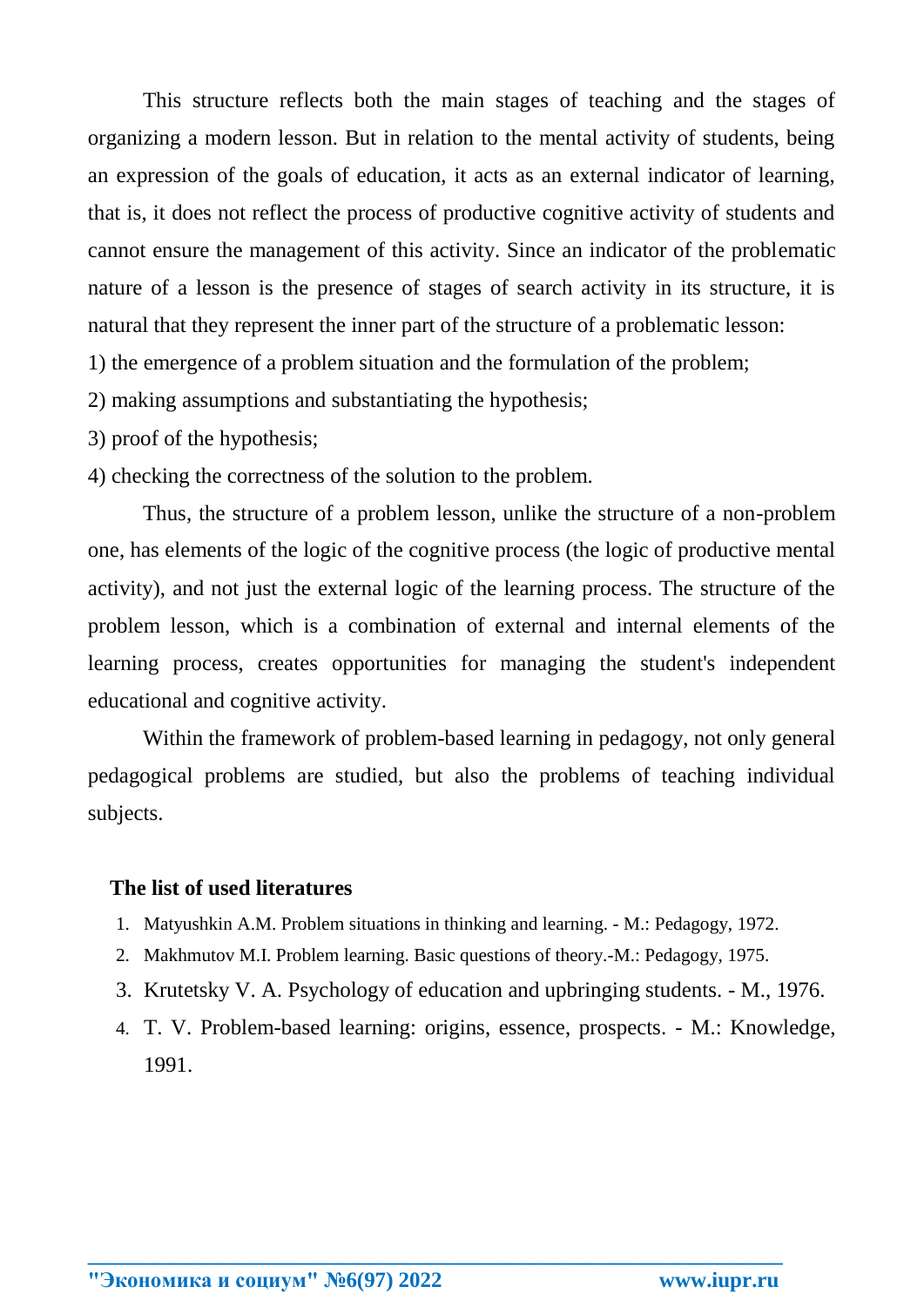This structure reflects both the main stages of teaching and the stages of organizing a modern lesson. But in relation to the mental activity of students, being an expression of the goals of education, it acts as an external indicator of learning, that is, it does not reflect the process of productive cognitive activity of students and cannot ensure the management of this activity. Since an indicator of the problematic nature of a lesson is the presence of stages of search activity in its structure, it is natural that they represent the inner part of the structure of a problematic lesson:

1) the emergence of a problem situation and the formulation of the problem;
2) making assumptions and substantiating the hypothesis;
3) proof of the hypothesis;
4) checking the correctness of the solution to the problem.

Thus, the structure of a problem lesson, unlike the structure of a non-problem one, has elements of the logic of the cognitive process (the logic of productive mental activity), and not just the external logic of the learning process. The structure of the problem lesson, which is a combination of external and internal elements of the learning process, creates opportunities for managing the student's independent educational and cognitive activity.

Within the framework of problem-based learning in pedagogy, not only general pedagogical problems are studied, but also the problems of teaching individual subjects.

**The list of used literatures**

1. Matyushkin A.M. Problem situations in thinking and learning. - M.: Pedagogy, 1972.
2. Makhmutov M.I. Problem learning. Basic questions of theory.-M.: Pedagogy, 1975.
3. Krutetsky V. A. Psychology of education and upbringing students. - M., 1976.
4. T. V. Problem-based learning: origins, essence, prospects. - M.: Knowledge, 1991.